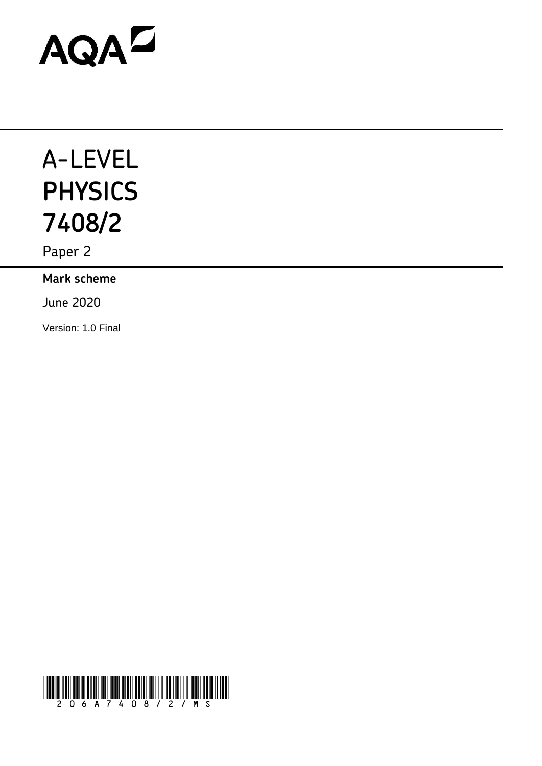AQA

# A-LEVEL
# PHYSICS
# 7408/2

Paper 2

**Mark scheme**

June 2020

Version: 1.0 Final

2 0 6 A 7 4 0 8 / 2 / M S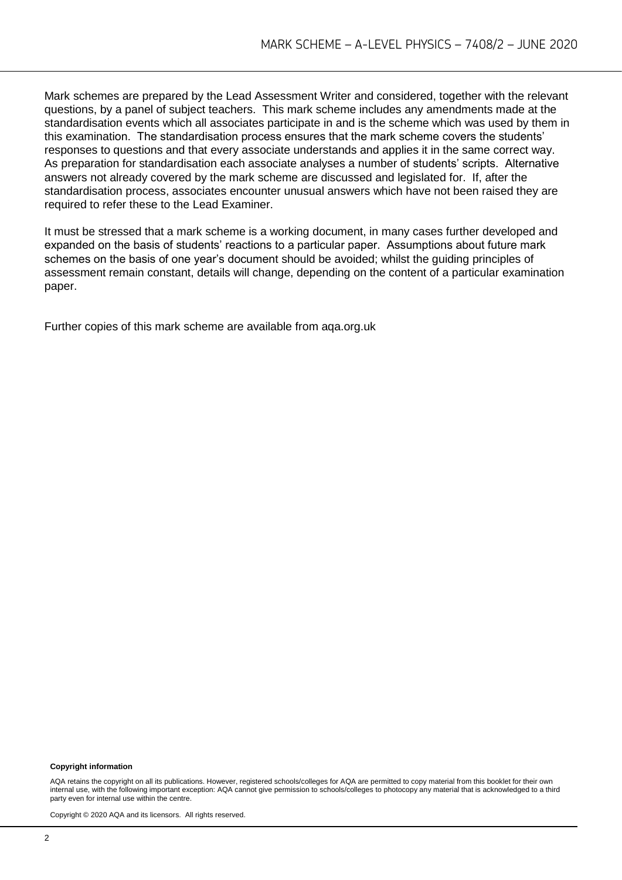Mark schemes are prepared by the Lead Assessment Writer and considered, together with the relevant questions, by a panel of subject teachers. This mark scheme includes any amendments made at the standardisation events which all associates participate in and is the scheme which was used by them in this examination. The standardisation process ensures that the mark scheme covers the students' responses to questions and that every associate understands and applies it in the same correct way. As preparation for standardisation each associate analyses a number of students' scripts. Alternative answers not already covered by the mark scheme are discussed and legislated for. If, after the standardisation process, associates encounter unusual answers which have not been raised they are required to refer these to the Lead Examiner.

It must be stressed that a mark scheme is a working document, in many cases further developed and expanded on the basis of students' reactions to a particular paper. Assumptions about future mark schemes on the basis of one year's document should be avoided; whilst the guiding principles of assessment remain constant, details will change, depending on the content of a particular examination paper.

Further copies of this mark scheme are available from aqa.org.uk

**Copyright information**

AQA retains the copyright on all its publications. However, registered schools/colleges for AQA are permitted to copy material from this booklet for their own internal use, with the following important exception: AQA cannot give permission to schools/colleges to photocopy any material that is acknowledged to a third party even for internal use within the centre.

Copyright © 2020 AQA and its licensors. All rights reserved.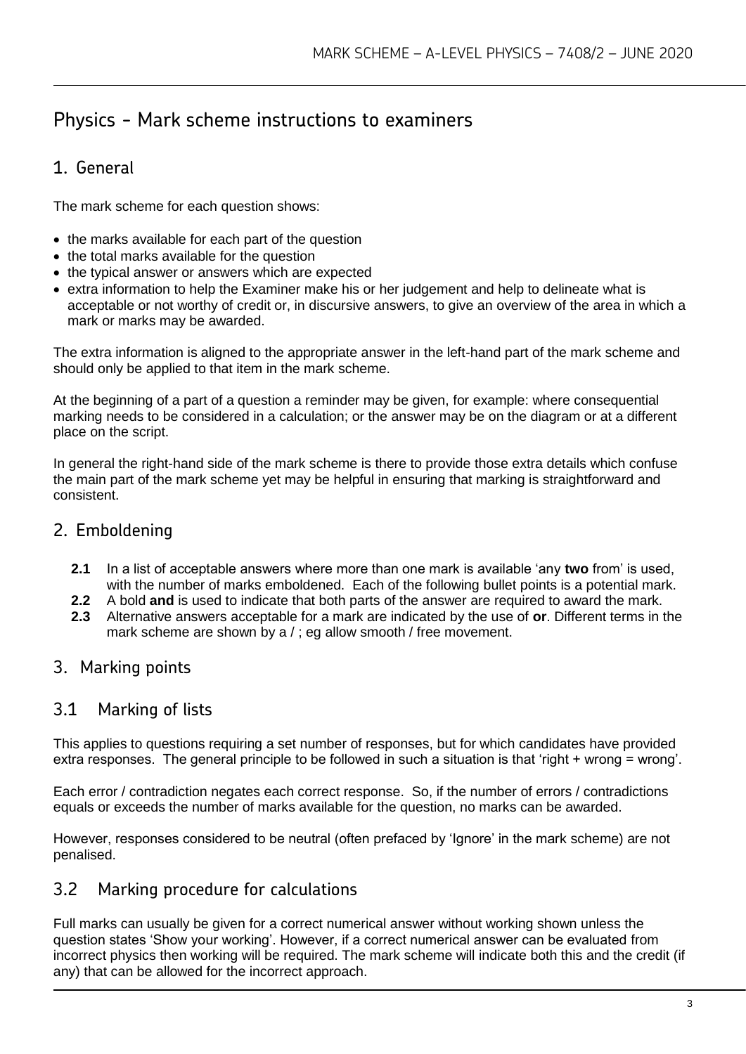# Physics - Mark scheme instructions to examiners

## 1. General

The mark scheme for each question shows:

- the marks available for each part of the question
- the total marks available for the question
- the typical answer or answers which are expected
- extra information to help the Examiner make his or her judgement and help to delineate what is acceptable or not worthy of credit or, in discursive answers, to give an overview of the area in which a mark or marks may be awarded.

The extra information is aligned to the appropriate answer in the left-hand part of the mark scheme and should only be applied to that item in the mark scheme.

At the beginning of a part of a question a reminder may be given, for example: where consequential marking needs to be considered in a calculation; or the answer may be on the diagram or at a different place on the script.

In general the right-hand side of the mark scheme is there to provide those extra details which confuse the main part of the mark scheme yet may be helpful in ensuring that marking is straightforward and consistent.

## 2. Emboldening

**2.1** In a list of acceptable answers where more than one mark is available 'any **two** from' is used, with the number of marks emboldened. Each of the following bullet points is a potential mark.

**2.2** A bold **and** is used to indicate that both parts of the answer are required to award the mark.

**2.3** Alternative answers acceptable for a mark are indicated by the use of **or**. Different terms in the mark scheme are shown by a / ; eg allow smooth / free movement.

## 3. Marking points

### 3.1 Marking of lists

This applies to questions requiring a set number of responses, but for which candidates have provided extra responses. The general principle to be followed in such a situation is that 'right + wrong = wrong'.

Each error / contradiction negates each correct response. So, if the number of errors / contradictions equals or exceeds the number of marks available for the question, no marks can be awarded.

However, responses considered to be neutral (often prefaced by 'Ignore' in the mark scheme) are not penalised.

### 3.2 Marking procedure for calculations

Full marks can usually be given for a correct numerical answer without working shown unless the question states 'Show your working'. However, if a correct numerical answer can be evaluated from incorrect physics then working will be required. The mark scheme will indicate both this and the credit (if any) that can be allowed for the incorrect approach.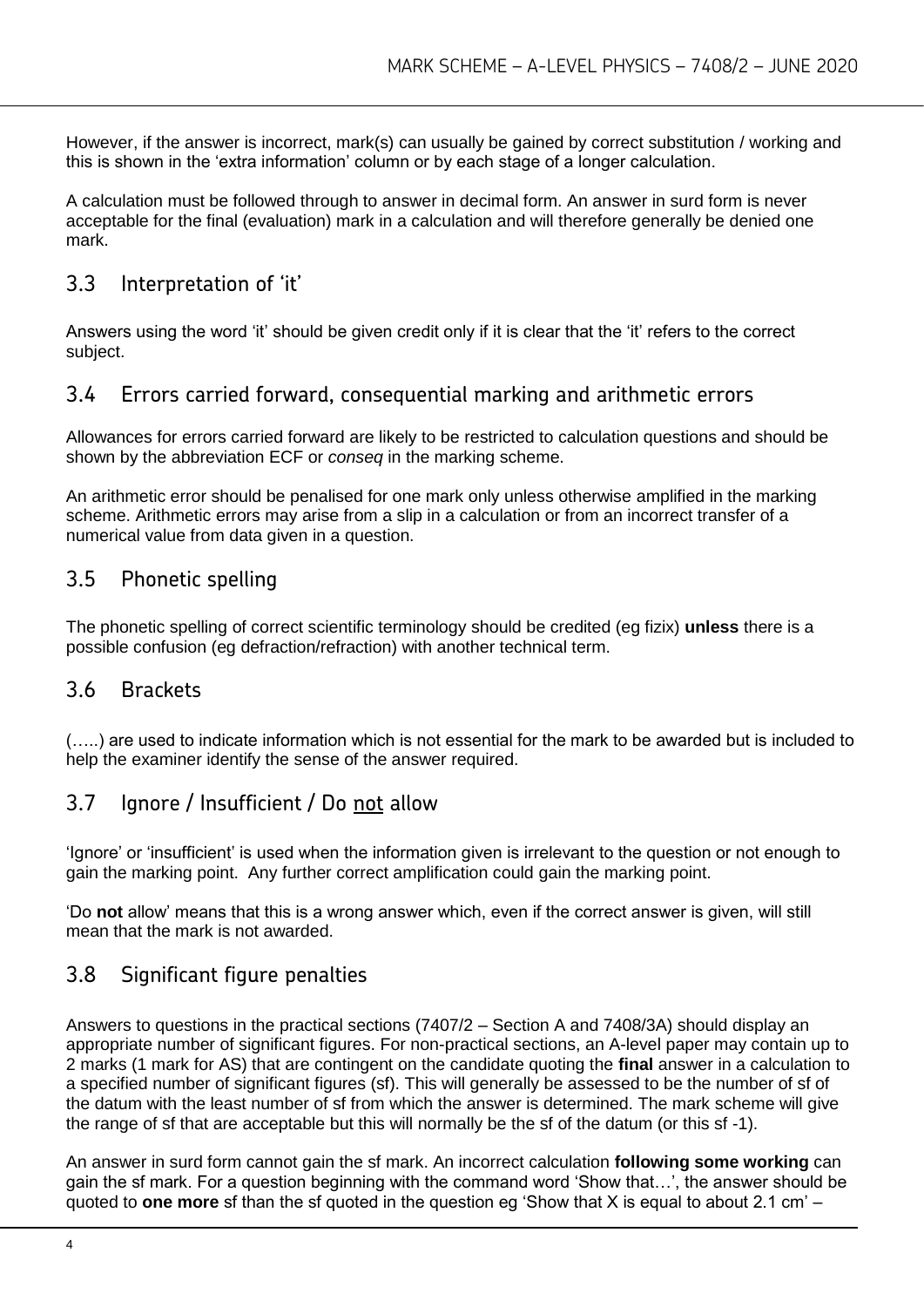However, if the answer is incorrect, mark(s) can usually be gained by correct substitution / working and this is shown in the 'extra information' column or by each stage of a longer calculation.

A calculation must be followed through to answer in decimal form. An answer in surd form is never acceptable for the final (evaluation) mark in a calculation and will therefore generally be denied one mark.

## 3.3 Interpretation of 'it'

Answers using the word 'it' should be given credit only if it is clear that the 'it' refers to the correct subject.

## 3.4 Errors carried forward, consequential marking and arithmetic errors

Allowances for errors carried forward are likely to be restricted to calculation questions and should be shown by the abbreviation ECF or *conseq* in the marking scheme.

An arithmetic error should be penalised for one mark only unless otherwise amplified in the marking scheme. Arithmetic errors may arise from a slip in a calculation or from an incorrect transfer of a numerical value from data given in a question.

## 3.5 Phonetic spelling

The phonetic spelling of correct scientific terminology should be credited (eg fizix) **unless** there is a possible confusion (eg defraction/refraction) with another technical term.

## 3.6 Brackets

(…..) are used to indicate information which is not essential for the mark to be awarded but is included to help the examiner identify the sense of the answer required.

## 3.7 Ignore / Insufficient / Do not allow

'Ignore' or 'insufficient' is used when the information given is irrelevant to the question or not enough to gain the marking point. Any further correct amplification could gain the marking point.

'Do **not** allow' means that this is a wrong answer which, even if the correct answer is given, will still mean that the mark is not awarded.

## 3.8 Significant figure penalties

Answers to questions in the practical sections (7407/2 – Section A and 7408/3A) should display an appropriate number of significant figures. For non-practical sections, an A-level paper may contain up to 2 marks (1 mark for AS) that are contingent on the candidate quoting the **final** answer in a calculation to a specified number of significant figures (sf). This will generally be assessed to be the number of sf of the datum with the least number of sf from which the answer is determined. The mark scheme will give the range of sf that are acceptable but this will normally be the sf of the datum (or this sf -1).

An answer in surd form cannot gain the sf mark. An incorrect calculation **following some working** can gain the sf mark. For a question beginning with the command word 'Show that…', the answer should be quoted to **one more** sf than the sf quoted in the question eg 'Show that X is equal to about 2.1 cm' –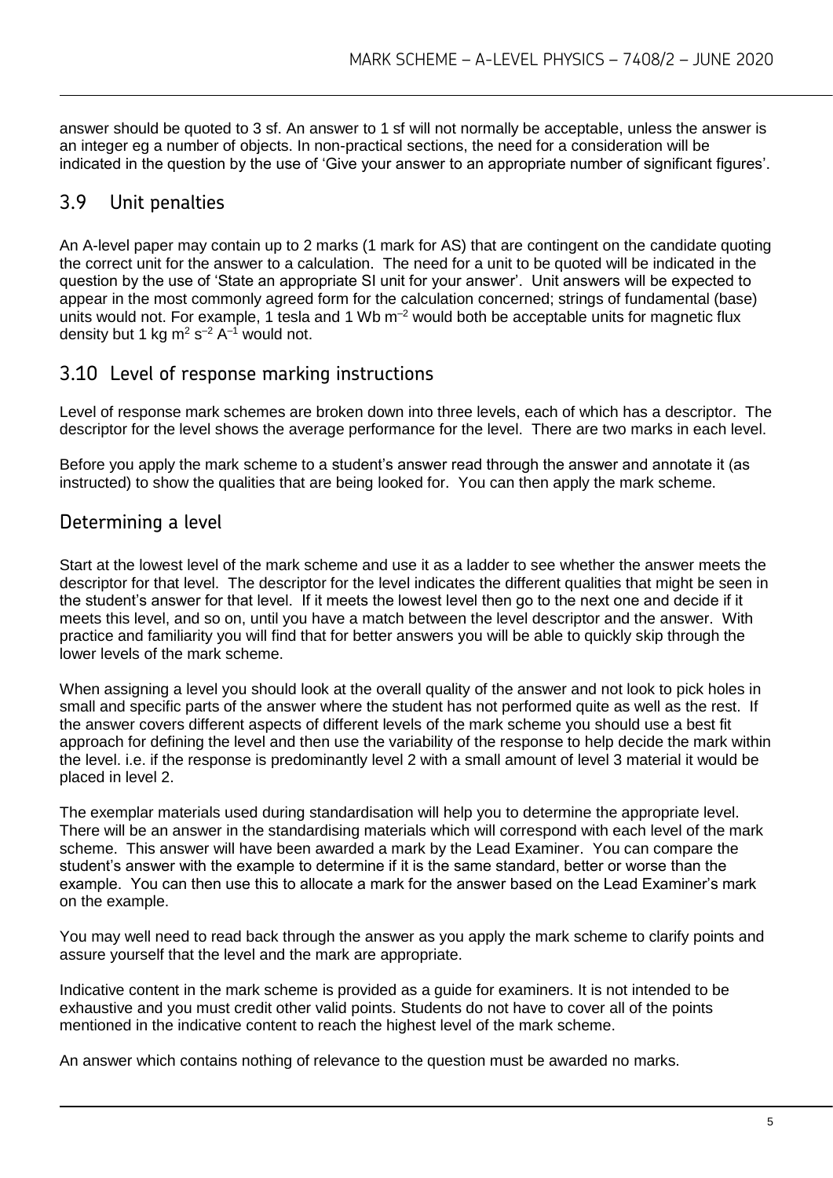answer should be quoted to 3 sf. An answer to 1 sf will not normally be acceptable, unless the answer is an integer eg a number of objects. In non-practical sections, the need for a consideration will be indicated in the question by the use of 'Give your answer to an appropriate number of significant figures'.

## 3.9 Unit penalties

An A-level paper may contain up to 2 marks (1 mark for AS) that are contingent on the candidate quoting the correct unit for the answer to a calculation. The need for a unit to be quoted will be indicated in the question by the use of 'State an appropriate SI unit for your answer'. Unit answers will be expected to appear in the most commonly agreed form for the calculation concerned; strings of fundamental (base) units would not. For example, 1 tesla and 1 Wb $m^{-2}$ would both be acceptable units for magnetic flux density but 1 kg $m^2$ $s^{-2}$ $A^{-1}$ would not.

## 3.10 Level of response marking instructions

Level of response mark schemes are broken down into three levels, each of which has a descriptor. The descriptor for the level shows the average performance for the level. There are two marks in each level.

Before you apply the mark scheme to a student's answer read through the answer and annotate it (as instructed) to show the qualities that are being looked for. You can then apply the mark scheme.

## Determining a level

Start at the lowest level of the mark scheme and use it as a ladder to see whether the answer meets the descriptor for that level. The descriptor for the level indicates the different qualities that might be seen in the student's answer for that level. If it meets the lowest level then go to the next one and decide if it meets this level, and so on, until you have a match between the level descriptor and the answer. With practice and familiarity you will find that for better answers you will be able to quickly skip through the lower levels of the mark scheme.

When assigning a level you should look at the overall quality of the answer and not look to pick holes in small and specific parts of the answer where the student has not performed quite as well as the rest. If the answer covers different aspects of different levels of the mark scheme you should use a best fit approach for defining the level and then use the variability of the response to help decide the mark within the level. i.e. if the response is predominantly level 2 with a small amount of level 3 material it would be placed in level 2.

The exemplar materials used during standardisation will help you to determine the appropriate level. There will be an answer in the standardising materials which will correspond with each level of the mark scheme. This answer will have been awarded a mark by the Lead Examiner. You can compare the student's answer with the example to determine if it is the same standard, better or worse than the example. You can then use this to allocate a mark for the answer based on the Lead Examiner's mark on the example.

You may well need to read back through the answer as you apply the mark scheme to clarify points and assure yourself that the level and the mark are appropriate.

Indicative content in the mark scheme is provided as a guide for examiners. It is not intended to be exhaustive and you must credit other valid points. Students do not have to cover all of the points mentioned in the indicative content to reach the highest level of the mark scheme.

An answer which contains nothing of relevance to the question must be awarded no marks.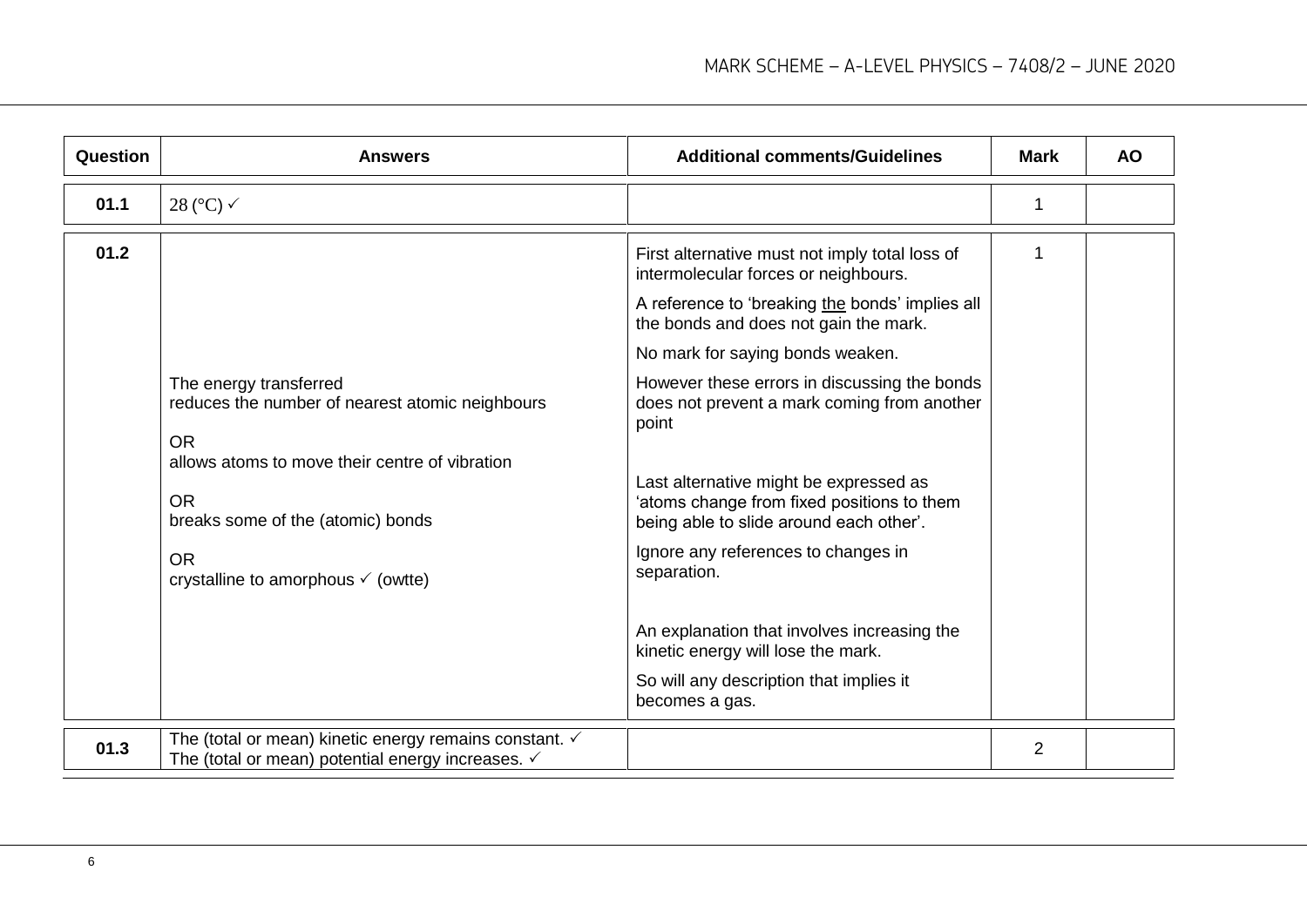| Question | Answers | Additional comments/Guidelines | Mark | AO |
|---|---|---|---|---|
| 01.1 | 28 (°C) ✓ | | 1 | |
| 01.2 | The energy transferred<br>reduces the number of nearest atomic neighbours<br><br>OR<br>allows atoms to move their centre of vibration<br><br>OR<br>breaks some of the (atomic) bonds<br><br>OR<br>crystalline to amorphous ✓ (owtte) | First alternative must not imply total loss of intermolecular forces or neighbours.<br><br>A reference to 'breaking the bonds' implies all the bonds and does not gain the mark.<br><br>No mark for saying bonds weaken.<br><br>However these errors in discussing the bonds does not prevent a mark coming from another point<br><br>Last alternative might be expressed as 'atoms change from fixed positions to them being able to slide around each other'.<br><br>Ignore any references to changes in separation.<br><br>An explanation that involves increasing the kinetic energy will lose the mark.<br><br>So will any description that implies it becomes a gas. | 1 | |
| 01.3 | The (total or mean) kinetic energy remains constant. ✓<br>The (total or mean) potential energy increases. ✓ | | 2 | |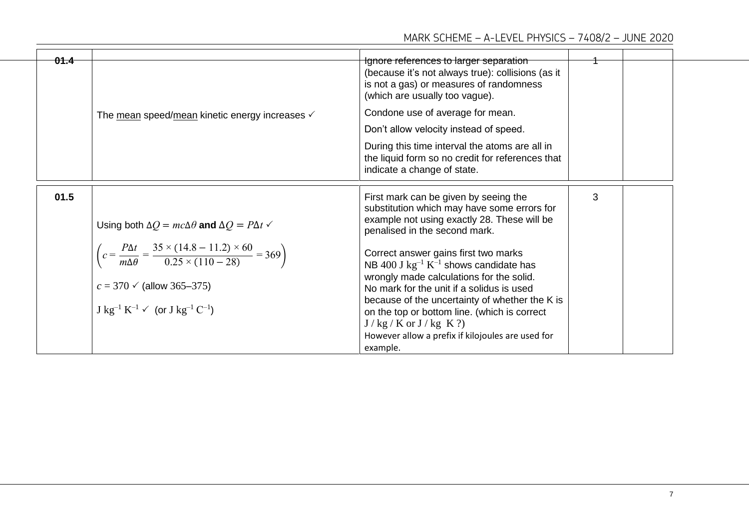| | | | | |
|---|---|---|---|---|
| 01.4 | The mean speed/mean kinetic energy increases ✓ | Ignore references to larger separation (because it's not always true): collisions (as it is not a gas) or measures of randomness (which are usually too vague).<br><br>Condone use of average for mean.<br><br>Don't allow velocity instead of speed.<br><br>During this time interval the atoms are all in the liquid form so no credit for references that indicate a change of state. | 1 | |
| 01.5 | Using both $\Delta Q = mc\Delta\theta$ **and** $\Delta Q = P\Delta t$ ✓<br><br>$\left(c = \frac{P\Delta t}{m\Delta\theta} = \frac{35 \times (14.8 - 11.2) \times 60}{0.25 \times (110 - 28)} = 369\right)$<br><br>$c = 370$ ✓ (allow 365–375)<br><br>$\text{J kg}^{-1}\text{ K}^{-1}$ ✓ (or $\text{J kg}^{-1}\text{ C}^{-1}$) | First mark can be given by seeing the substitution which may have some errors for example not using exactly 28. These will be penalised in the second mark.<br><br>Correct answer gains first two marks<br>NB 400 $\text{J kg}^{-1}\text{ K}^{-1}$ shows candidate has wrongly made calculations for the solid.<br>No mark for the unit if a solidus is used because of the uncertainty of whether the K is on the top or bottom line. (which is correct J / kg / K or J / kg K ?)<br>However allow a prefix if kilojoules are used for example. | 3 | |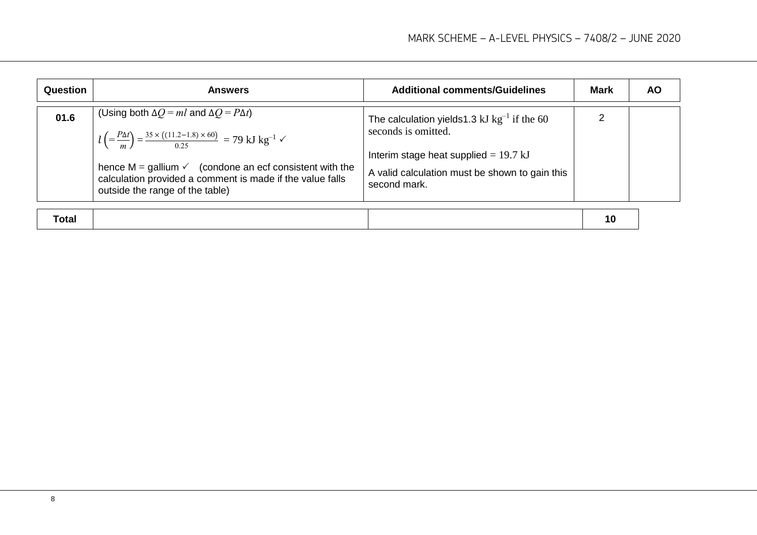| Question | Answers | Additional comments/Guidelines | Mark | AO |
|---|---|---|---|---|
| 01.6 | (Using both $\Delta Q = ml$ and $\Delta Q = P\Delta t$) <br> $l\left(=\frac{P\Delta t}{m}\right) = \frac{35 \times ((11.2-1.8) \times 60)}{0.25} = 79 \text{ kJ kg}^{-1}$ ✓ <br> hence M = gallium ✓ (condone an ecf consistent with the calculation provided a comment is made if the value falls outside the range of the table) | The calculation yields1.3 $\text{kJ kg}^{-1}$ if the 60 seconds is omitted. <br> Interim stage heat supplied = 19.7 kJ <br> A valid calculation must be shown to gain this second mark. | 2 | |
| **Total** | | | **10** | |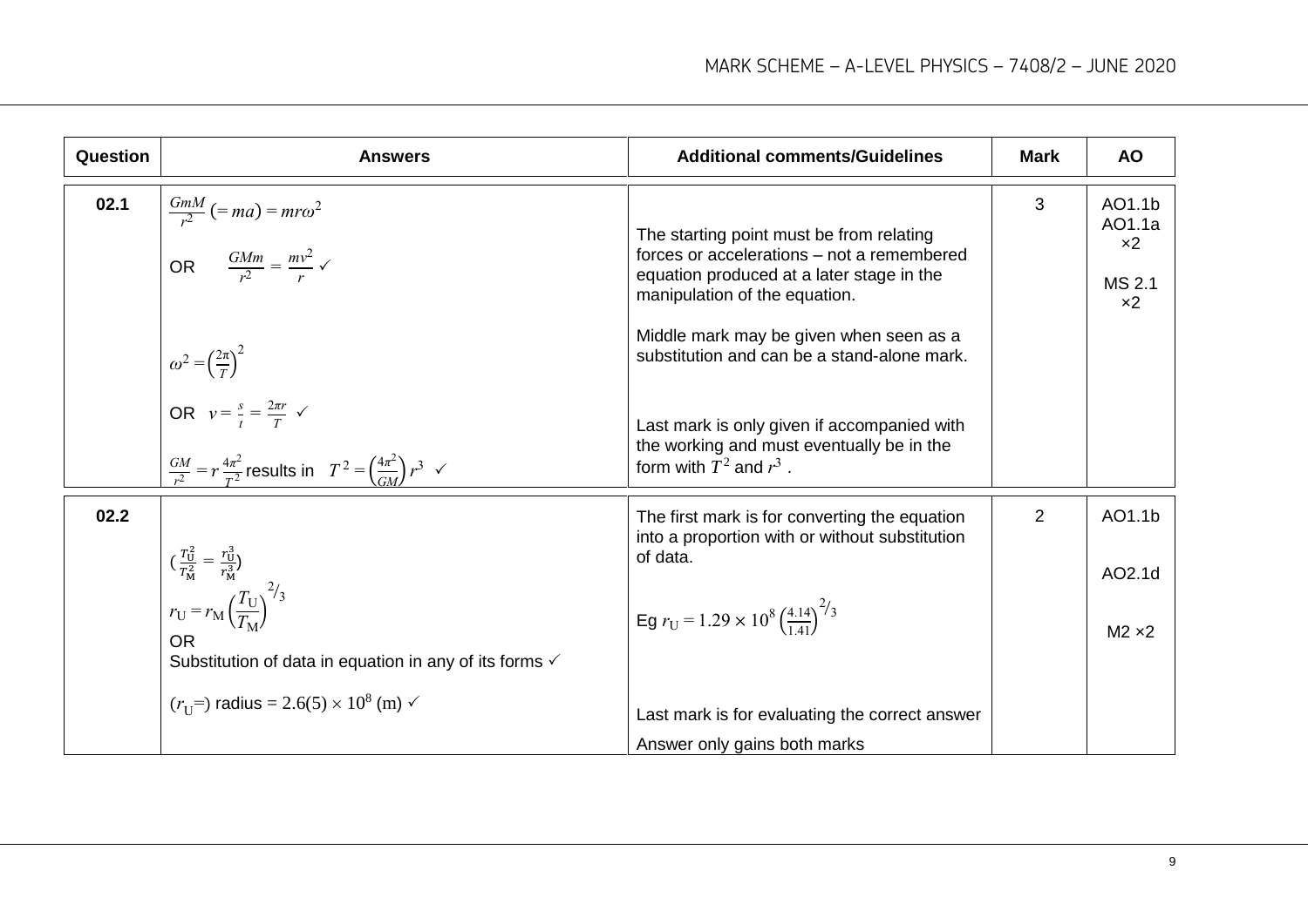| Question | Answers | Additional comments/Guidelines | Mark | AO |
|---|---|---|---|---|
| 02.1 | $\frac{GmM}{r^2}\ (= ma) = mr\omega^2$ <br> OR $\frac{GMm}{r^2} = \frac{mv^2}{r}$ ✓ <br><br> $\omega^2 = \left(\frac{2\pi}{T}\right)^2$ <br> OR $v = \frac{s}{t} = \frac{2\pi r}{T}$ ✓ <br><br> $\frac{GM}{r^2} = r\frac{4\pi^2}{T^2}$ results in $T^2 = \left(\frac{4\pi^2}{GM}\right)r^3$ ✓ | The starting point must be from relating forces or accelerations – not a remembered equation produced at a later stage in the manipulation of the equation. <br><br> Middle mark may be given when seen as a substitution and can be a stand-alone mark. <br><br> Last mark is only given if accompanied with the working and must eventually be in the form with $T^2$ and $r^3$ . | 3 | AO1.1b <br> AO1.1a ×2 <br><br> MS 2.1 ×2 |
| 02.2 | $\left(\frac{T_U^2}{T_M^2} = \frac{r_U^3}{r_M^3}\right)$ <br> $r_U = r_M\left(\frac{T_U}{T_M}\right)^{2/3}$ <br> OR <br> Substitution of data in equation in any of its forms ✓ <br><br> ($r_U$=) radius = $2.6(5) \times 10^8$ (m) ✓ | The first mark is for converting the equation into a proportion with or without substitution of data. <br><br> Eg $r_U = 1.29 \times 10^8 \left(\frac{4.14}{1.41}\right)^{2/3}$ <br><br> Last mark is for evaluating the correct answer <br> Answer only gains both marks | 2 | AO1.1b <br><br> AO2.1d <br><br> M2 ×2 |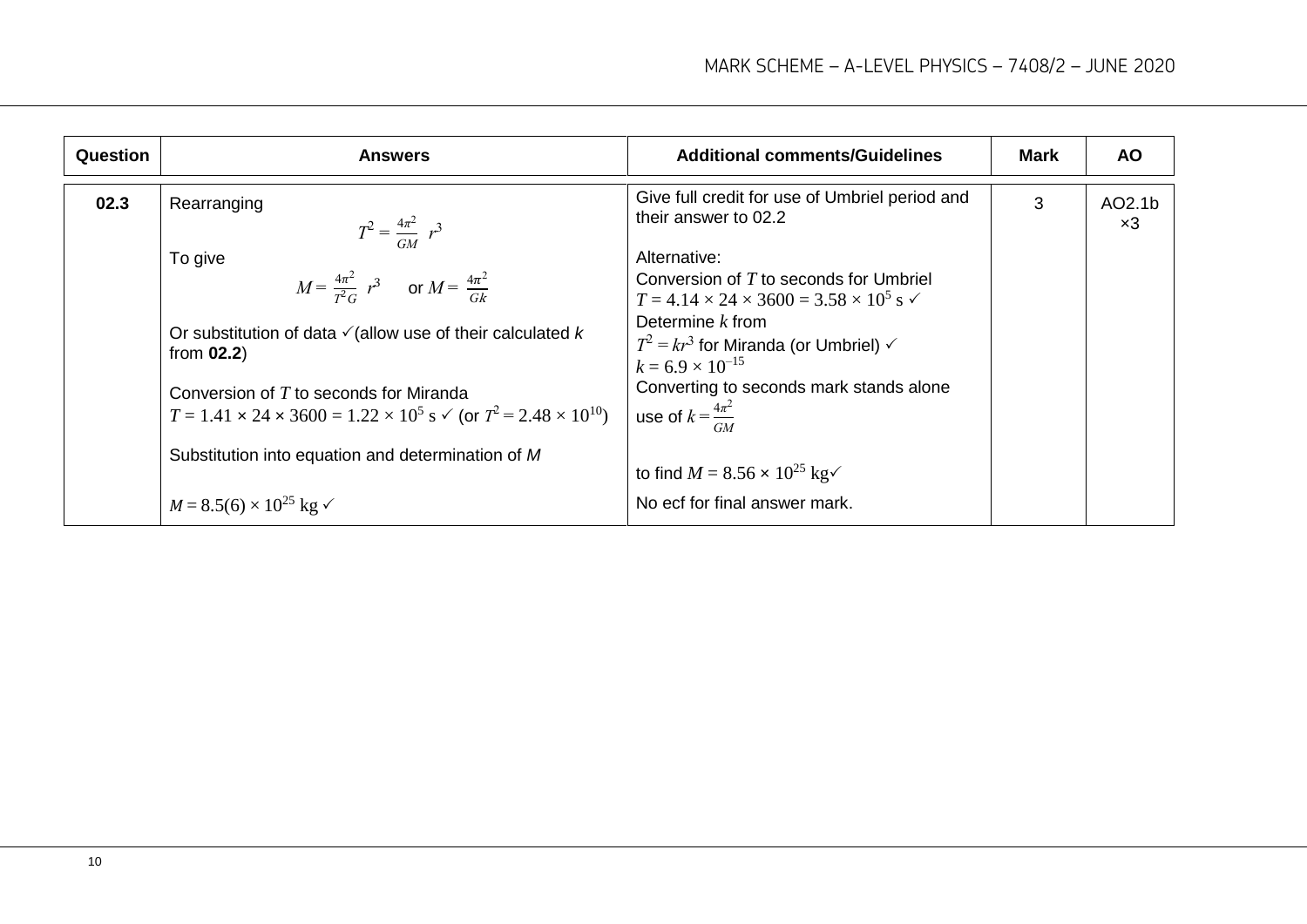| Question | Answers | Additional comments/Guidelines | Mark | AO |
|---|---|---|---|---|
| 02.3 | Rearranging $T^2 = \frac{4\pi^2}{GM}\ r^3$<br><br>To give $M = \frac{4\pi^2}{T^2 G}\ r^3$ or $M = \frac{4\pi^2}{Gk}$<br><br>Or substitution of data ✓(allow use of their calculated $k$ from **02.2**)<br><br>Conversion of $T$ to seconds for Miranda<br>$T = 1.41 \times 24 \times 3600 = 1.22 \times 10^5$ s ✓ (or $T^2 = 2.48 \times 10^{10}$)<br><br>Substitution into equation and determination of $M$<br><br>$M = 8.5(6) \times 10^{25}$ kg ✓ | Give full credit for use of Umbriel period and their answer to 02.2<br><br>Alternative:<br>Conversion of $T$ to seconds for Umbriel<br>$T = 4.14 \times 24 \times 3600 = 3.58 \times 10^5$ s ✓<br>Determine $k$ from<br>$T^2 = kr^3$ for Miranda (or Umbriel) ✓<br>$k = 6.9 \times 10^{-15}$<br>Converting to seconds mark stands alone<br>use of $k = \frac{4\pi^2}{GM}$<br><br>to find $M = 8.56 \times 10^{25}$ kg✓<br><br>No ecf for final answer mark. | 3 | AO2.1b ×3 |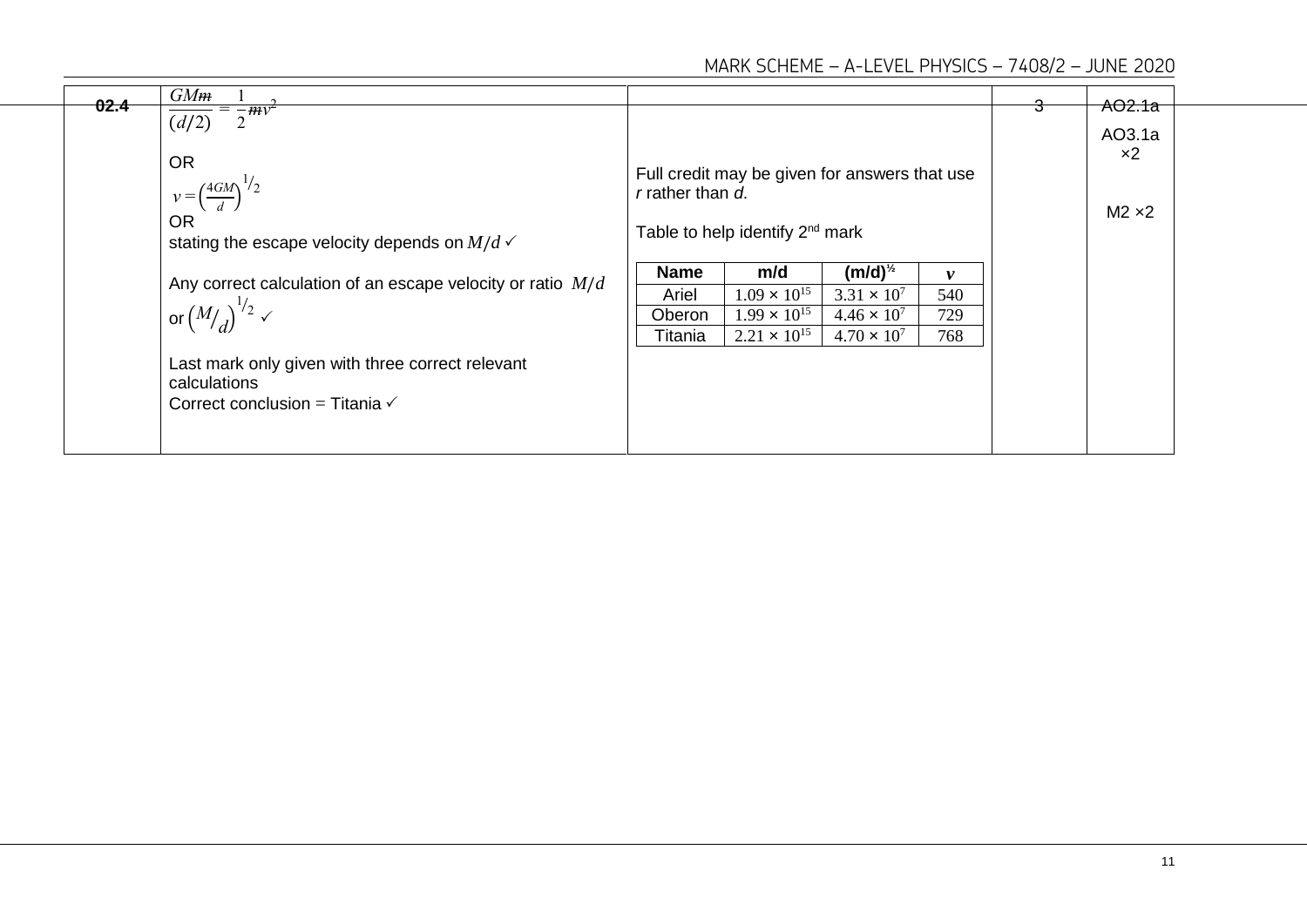| | | | | |
|---|---|---|---|---|
| 02.4 | $\frac{GM\cancel{m}}{(d/2)} = \frac{1}{2}\cancel{m}v^2$<br><br>OR<br>$v = \left(\frac{4GM}{d}\right)^{1/2}$<br>OR<br>stating the escape velocity depends on $M/d$ ✓<br><br>Any correct calculation of an escape velocity or ratio $M/d$ or $\left(M/d\right)^{1/2}$ ✓<br><br>Last mark only given with three correct relevant calculations<br>Correct conclusion = Titania ✓ | Full credit may be given for answers that use $r$ rather than $d$.<br><br>Table to help identify 2nd mark<br><br>**Name** / **m/d** / **(m/d)$^{1/2}$** / ***v***<br>Ariel / $1.09 \times 10^{15}$ / $3.31 \times 10^{7}$ / 540<br>Oberon / $1.99 \times 10^{15}$ / $4.46 \times 10^{7}$ / 729<br>Titania / $2.21 \times 10^{15}$ / $4.70 \times 10^{7}$ / 768 | 3 | AO2.1a<br><br>AO3.1a ×2<br><br>M2 ×2 |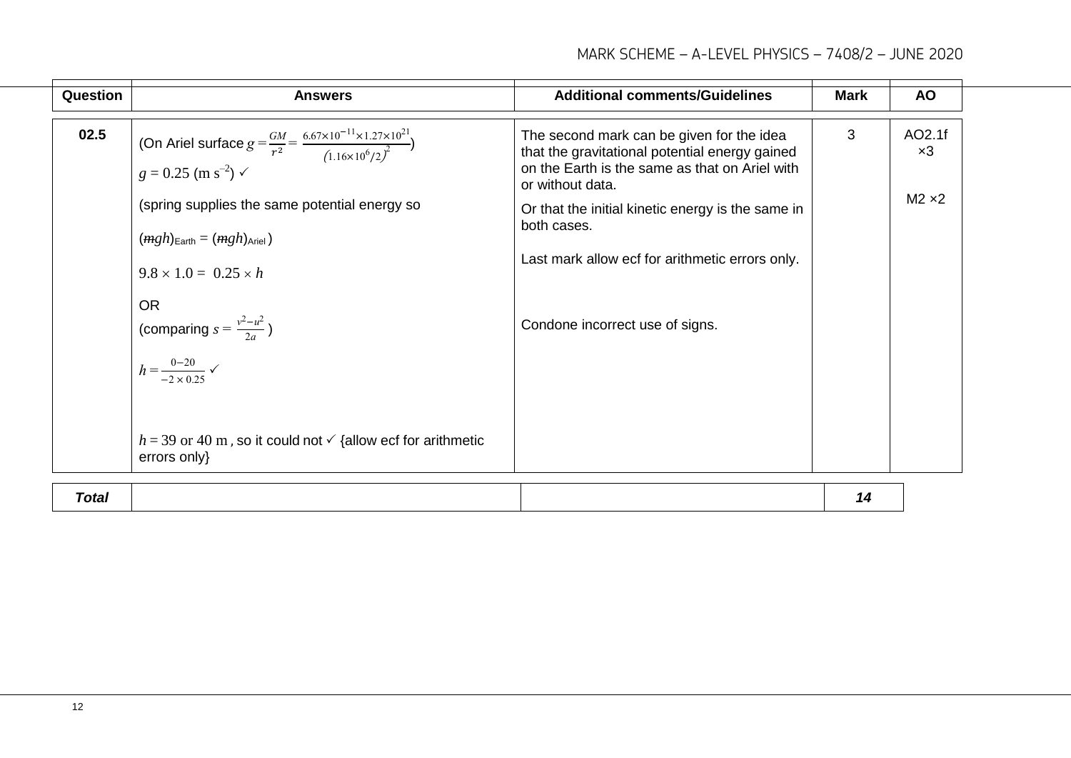| Question | Answers | Additional comments/Guidelines | Mark | AO |
|---|---|---|---|---|
| 02.5 | (On Ariel surface $g = \frac{GM}{r^2} = \frac{6.67\times10^{-11}\times1.27\times10^{21}}{(1.16\times10^{6}/2)^2}$)<br>$g = 0.25$ (m s$^{-2}$) ✓<br><br>(spring supplies the same potential energy so<br>$(\cancel{m}gh)_{\text{Earth}} = (\cancel{m}gh)_{\text{Ariel}}$)<br>$9.8 \times 1.0 = 0.25 \times h$<br><br>OR<br>(comparing $s = \frac{v^2-u^2}{2a}$)<br>$h = \frac{0-20}{-2\times0.25}$ ✓<br><br>$h = 39$ or $40$ m, so it could not ✓ {allow ecf for arithmetic errors only} | The second mark can be given for the idea that the gravitational potential energy gained on the Earth is the same as that on Ariel with or without data.<br><br>Or that the initial kinetic energy is the same in both cases.<br><br>Last mark allow ecf for arithmetic errors only.<br><br>Condone incorrect use of signs. | 3 | AO2.1f ×3<br><br>M2 ×2 |
| **Total** | | | **14** | |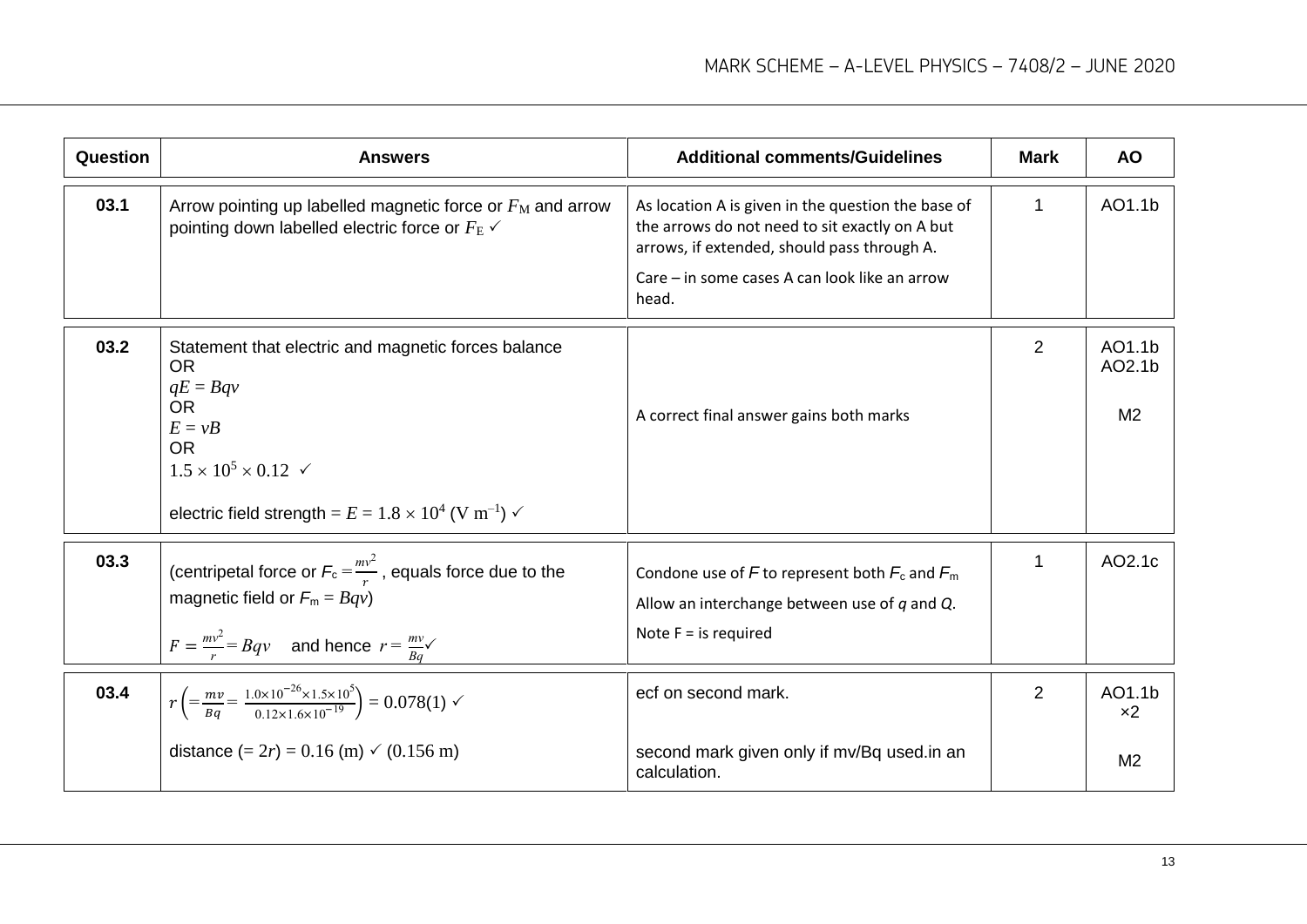| Question | Answers | Additional comments/Guidelines | Mark | AO |
|---|---|---|---|---|
| 03.1 | Arrow pointing up labelled magnetic force or $F_M$ and arrow pointing down labelled electric force or $F_E$ ✓ | As location A is given in the question the base of the arrows do not need to sit exactly on A but arrows, if extended, should pass through A.<br><br>Care – in some cases A can look like an arrow head. | 1 | AO1.1b |
| 03.2 | Statement that electric and magnetic forces balance<br>OR<br>$qE = Bqv$<br>OR<br>$E = vB$<br>OR<br>$1.5 \times 10^5 \times 0.12$ ✓<br><br>electric field strength = $E = 1.8 \times 10^4$ ($\text{V m}^{-1}$) ✓ | A correct final answer gains both marks | 2 | AO1.1b<br>AO2.1b<br><br>M2 |
| 03.3 | (centripetal force or $F_c = \frac{mv^2}{r}$, equals force due to the magnetic field or $F_m = Bqv$)<br><br>$F = \frac{mv^2}{r} = Bqv$ and hence $r = \frac{mv}{Bq}$ ✓ | Condone use of $F$ to represent both $F_c$ and $F_m$<br>Allow an interchange between use of $q$ and $Q$.<br>Note F = is required | 1 | AO2.1c |
| 03.4 | $r \left( = \frac{mv}{Bq} = \frac{1.0 \times 10^{-26} \times 1.5 \times 10^5}{0.12 \times 1.6 \times 10^{-19}} \right) = 0.078(1)$ ✓<br><br>distance ($= 2r$) = 0.16 (m) ✓ (0.156 m) | ecf on second mark.<br><br>second mark given only if mv/Bq used.in an calculation. | 2 | AO1.1b ×2<br><br>M2 |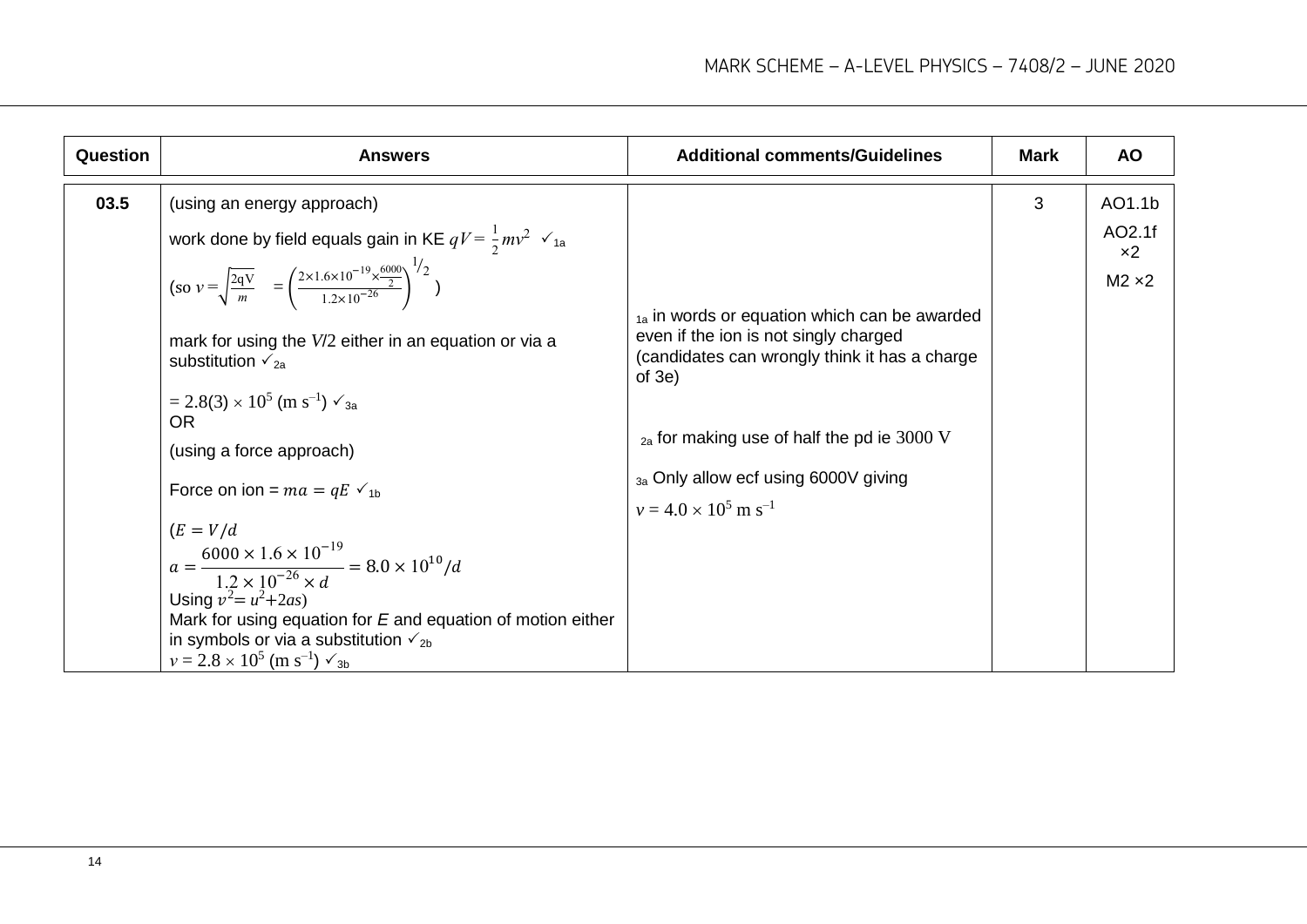| Question | Answers | Additional comments/Guidelines | Mark | AO |
|---|---|---|---|---|
| 03.5 | (using an energy approach)<br><br>work done by field equals gain in KE $qV = \frac{1}{2}mv^2$ ✓$_{1a}$<br><br>(so $v = \sqrt{\frac{2qV}{m}} = \left(\frac{2 \times 1.6 \times 10^{-19} \times \frac{6000}{2}}{1.2 \times 10^{-26}}\right)^{1/2}$ )<br><br>mark for using the $V/2$ either in an equation or via a substitution ✓$_{2a}$<br><br>$= 2.8(3) \times 10^5$ (m s$^{-1}$) ✓$_{3a}$<br>OR<br>(using a force approach)<br><br>Force on ion = $ma = qE$ ✓$_{1b}$<br><br>($E = V/d$<br>$a = \frac{6000 \times 1.6 \times 10^{-19}}{1.2 \times 10^{-26} \times d} = 8.0 \times 10^{10}/d$<br>Using $v^2 = u^2 + 2as$)<br>Mark for using equation for $E$ and equation of motion either in symbols or via a substitution ✓$_{2b}$<br>$v = 2.8 \times 10^5$ (m s$^{-1}$) ✓$_{3b}$ | $_{1a}$ in words or equation which can be awarded even if the ion is not singly charged (candidates can wrongly think it has a charge of 3e)<br><br>$_{2a}$ for making use of half the pd ie 3000 V<br><br>$_{3a}$ Only allow ecf using 6000V giving<br>$v = 4.0 \times 10^5$ m s$^{-1}$ | 3 | AO1.1b<br>AO2.1f ×2<br>M2 ×2 |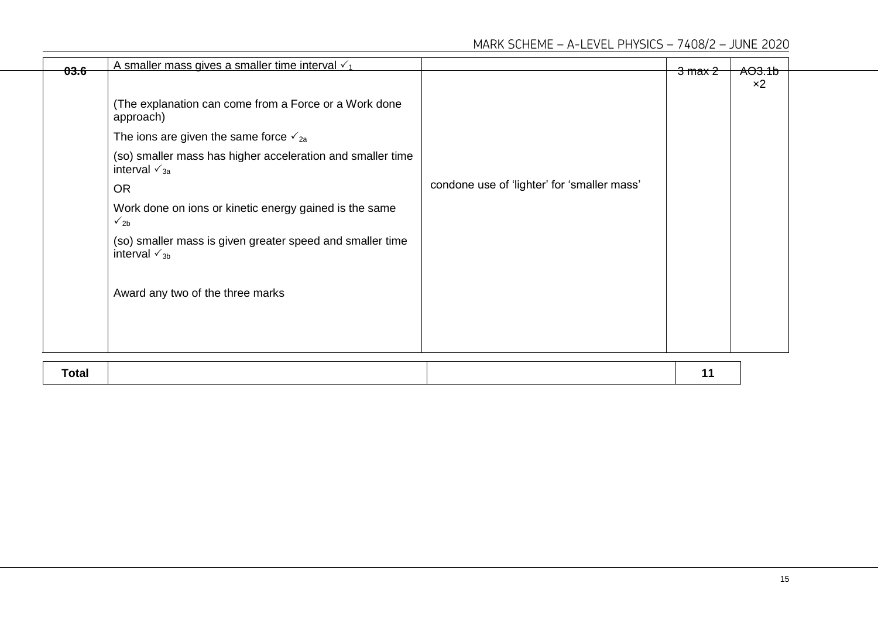| Question | Answers | Additional comments/Guidelines | Mark | AO |
|---|---|---|---|---|
| 03.6 | A smaller mass gives a smaller time interval ✓$_1$<br><br>(The explanation can come from a Force or a Work done approach)<br><br>The ions are given the same force ✓$_{2a}$<br><br>(so) smaller mass has higher acceleration and smaller time interval ✓$_{3a}$<br><br>OR<br><br>Work done on ions or kinetic energy gained is the same ✓$_{2b}$<br><br>(so) smaller mass is given greater speed and smaller time interval ✓$_{3b}$<br><br>Award any two of the three marks | condone use of 'lighter' for 'smaller mass' | 3 max 2 | AO3.1b ×2 |

| Total | | | 11 |
|---|---|---|---|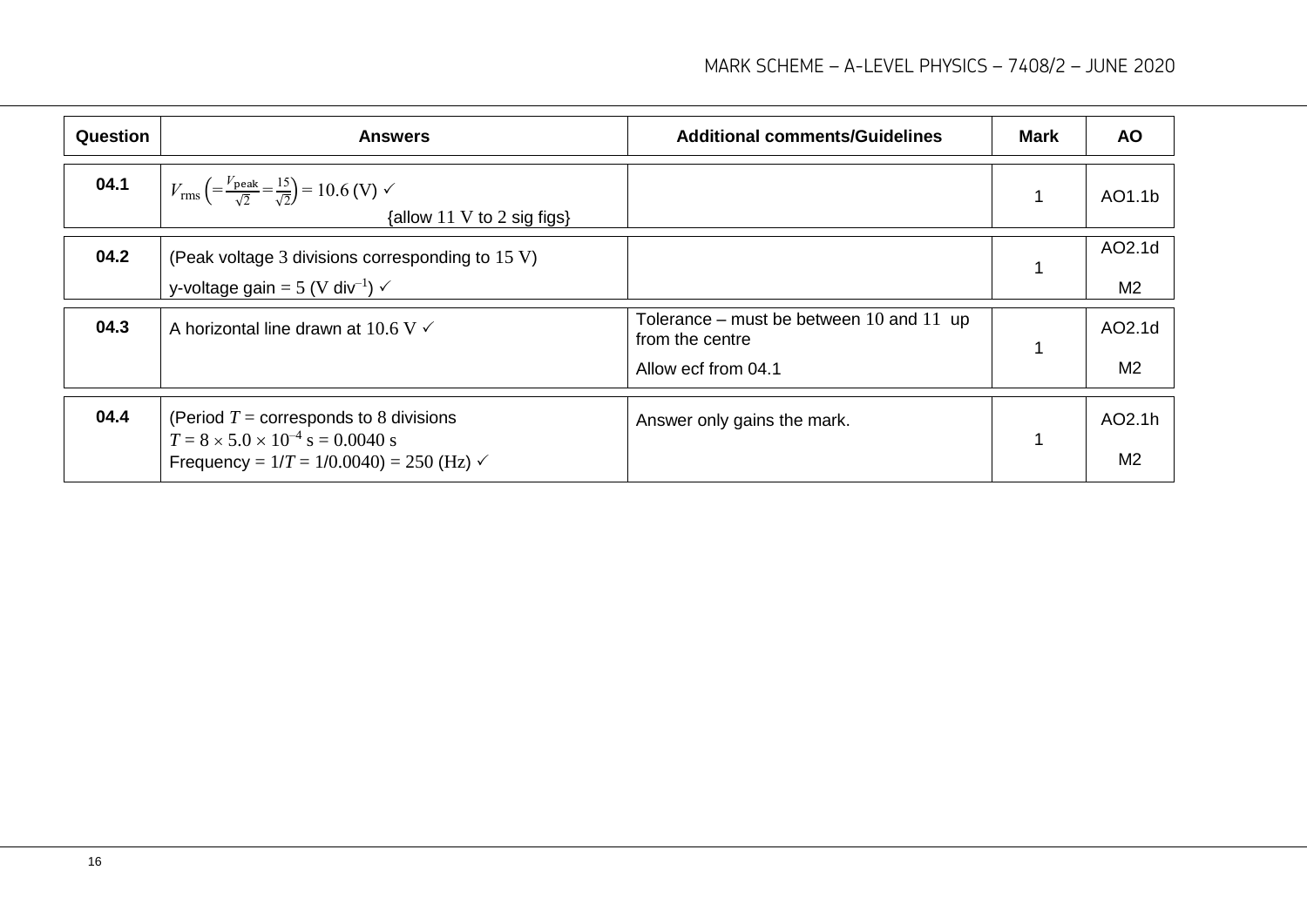| Question | Answers | Additional comments/Guidelines | Mark | AO |
| --- | --- | --- | --- | --- |
| 04.1 | $V_{rms} \left(= \frac{V_{peak}}{\sqrt{2}} = \frac{15}{\sqrt{2}}\right) = 10.6$ (V) ✓ {allow 11 V to 2 sig figs} | | 1 | AO1.1b |
| 04.2 | (Peak voltage 3 divisions corresponding to 15 V) y-voltage gain = 5 (V div$^{-1}$) ✓ | | 1 | AO2.1d M2 |
| 04.3 | A horizontal line drawn at 10.6 V ✓ | Tolerance – must be between 10 and 11 up from the centre Allow ecf from 04.1 | 1 | AO2.1d M2 |
| 04.4 | (Period $T$ = corresponds to 8 divisions $T = 8 \times 5.0 \times 10^{-4}$ s = 0.0040 s Frequency = $1/T$ = 1/0.0040) = 250 (Hz) ✓ | Answer only gains the mark. | 1 | AO2.1h M2 |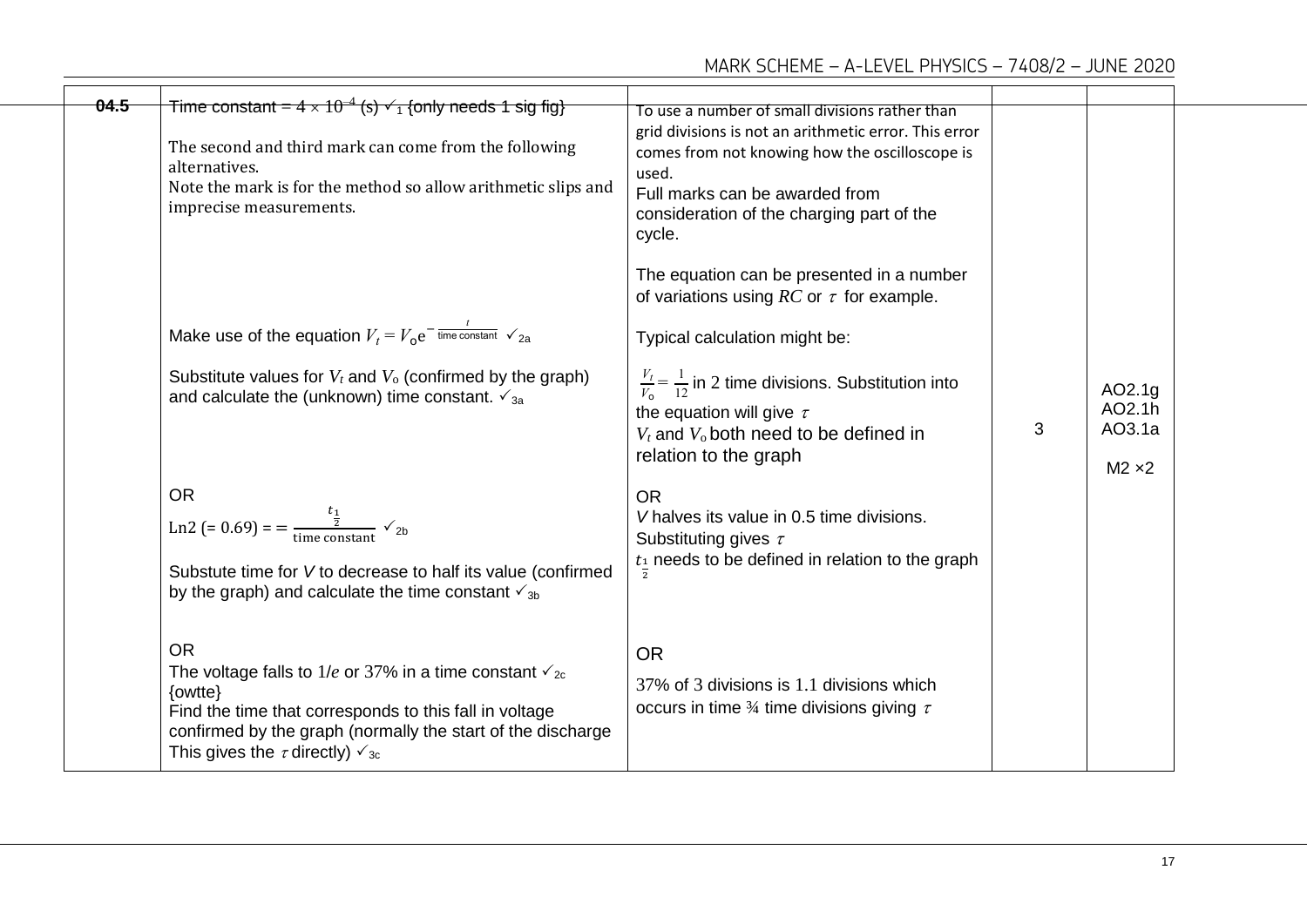| | | | | |
|---|---|---|---|---|
| 04.5 | Time constant = $4 \times 10^{-4}$ (s) ✓$_1$ {only needs 1 sig fig}<br><br>The second and third mark can come from the following alternatives.<br>Note the mark is for the method so allow arithmetic slips and imprecise measurements.<br><br>Make use of the equation $V_t = V_o e^{-\frac{t}{\text{time constant}}}$ ✓$_{2a}$<br><br>Substitute values for $V_t$ and $V_o$ (confirmed by the graph) and calculate the (unknown) time constant. ✓$_{3a}$<br><br>OR<br>Ln2 (= 0.69) = = $\frac{t_{\frac{1}{2}}}{\text{time constant}}$ ✓$_{2b}$<br><br>Substute time for $V$ to decrease to half its value (confirmed by the graph) and calculate the time constant ✓$_{3b}$<br><br>OR<br>The voltage falls to $1/e$ or 37% in a time constant ✓$_{2c}$ {owtte}<br>Find the time that corresponds to this fall in voltage confirmed by the graph (normally the start of the discharge This gives the $\tau$ directly) ✓$_{3c}$ | To use a number of small divisions rather than grid divisions is not an arithmetic error. This error comes from not knowing how the oscilloscope is used.<br>Full marks can be awarded from consideration of the charging part of the cycle.<br><br>The equation can be presented in a number of variations using $RC$ or $\tau$ for example.<br><br>Typical calculation might be:<br><br>$\frac{V_t}{V_o} = \frac{1}{12}$ in 2 time divisions. Substitution into the equation will give $\tau$<br>$V_t$ and $V_o$ both need to be defined in relation to the graph<br><br>OR<br>$V$ halves its value in 0.5 time divisions. Substituting gives $\tau$<br>$t_{\frac{1}{2}}$ needs to be defined in relation to the graph<br><br>OR<br>37% of 3 divisions is 1.1 divisions which occurs in time ¾ time divisions giving $\tau$ | 3 | AO2.1g<br>AO2.1h<br>AO3.1a<br><br>M2 ×2 |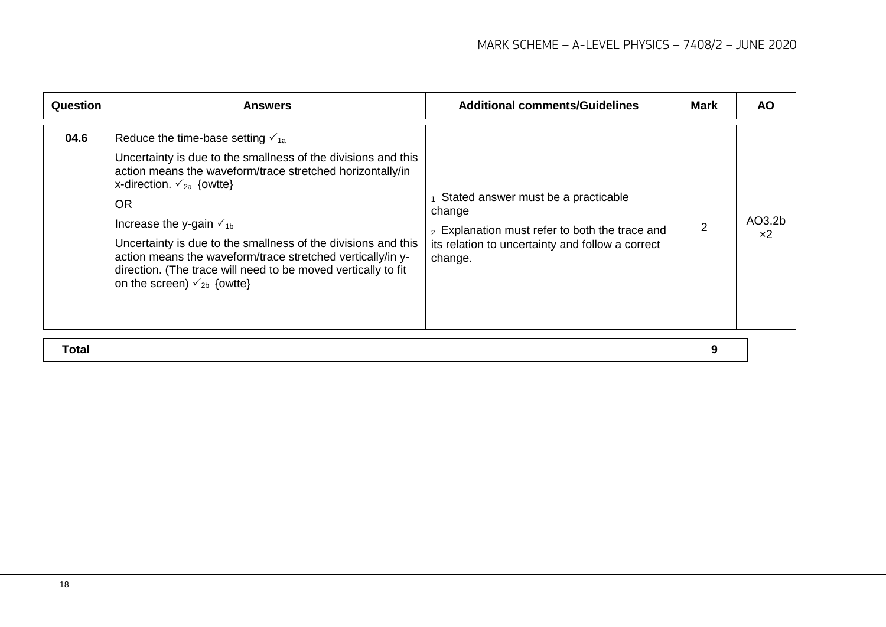| Question | Answers | Additional comments/Guidelines | Mark | AO |
|---|---|---|---|---|
| 04.6 | Reduce the time-base setting ✓$_{1a}$<br><br>Uncertainty is due to the smallness of the divisions and this action means the waveform/trace stretched horizontally/in x-direction. ✓$_{2a}$ {owtte}<br><br>OR<br><br>Increase the y-gain ✓$_{1b}$<br><br>Uncertainty is due to the smallness of the divisions and this action means the waveform/trace stretched vertically/in y-direction. (The trace will need to be moved vertically to fit on the screen) ✓$_{2b}$ {owtte} | $_1$ Stated answer must be a practicable change<br><br>$_2$ Explanation must refer to both the trace and its relation to uncertainty and follow a correct change. | 2 | AO3.2b ×2 |
| **Total** | | | **9** | |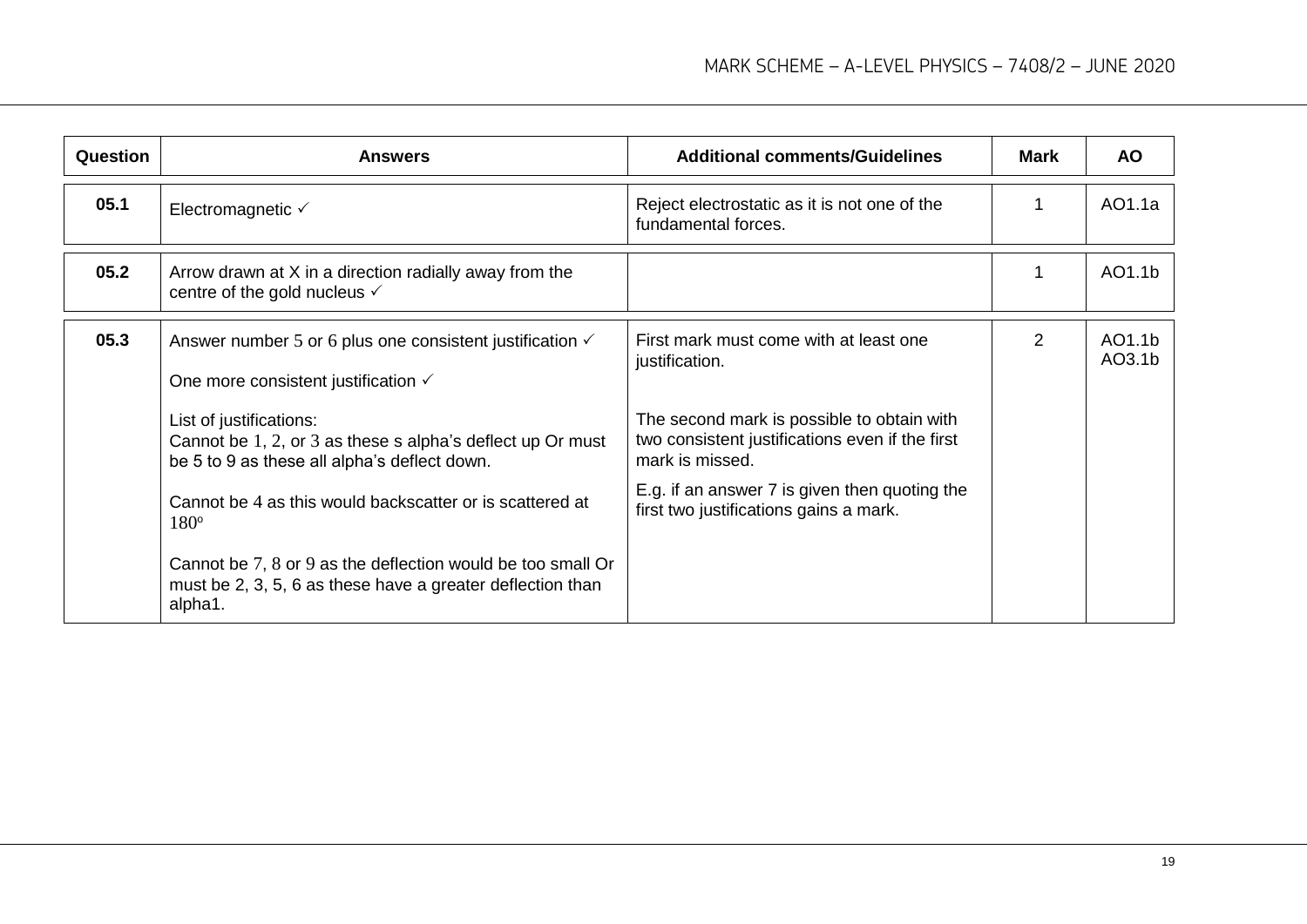| Question | Answers | Additional comments/Guidelines | Mark | AO |
|---|---|---|---|---|
| 05.1 | Electromagnetic ✓ | Reject electrostatic as it is not one of the fundamental forces. | 1 | AO1.1a |
| 05.2 | Arrow drawn at X in a direction radially away from the centre of the gold nucleus ✓ | | 1 | AO1.1b |
| 05.3 | Answer number 5 or 6 plus one consistent justification ✓<br><br>One more consistent justification ✓<br><br>List of justifications:<br>Cannot be 1, 2, or 3 as these s alpha's deflect up Or must be 5 to 9 as these all alpha's deflect down.<br><br>Cannot be 4 as this would backscatter or is scattered at 180°<br><br>Cannot be 7, 8 or 9 as the deflection would be too small Or must be 2, 3, 5, 6 as these have a greater deflection than alpha1. | First mark must come with at least one justification.<br><br>The second mark is possible to obtain with two consistent justifications even if the first mark is missed.<br><br>E.g. if an answer 7 is given then quoting the first two justifications gains a mark. | 2 | AO1.1b<br>AO3.1b |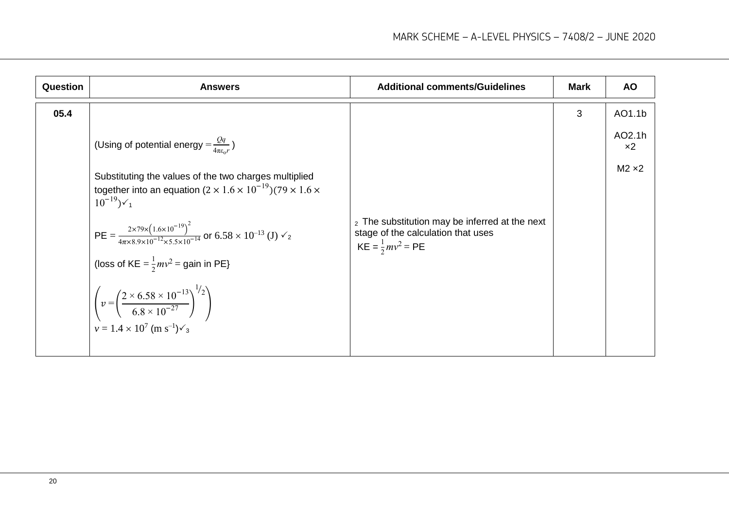| Question | Answers | Additional comments/Guidelines | Mark | AO |
|---|---|---|---|---|
| 05.4 | (Using of potential energy = $\frac{Qq}{4\pi\varepsilon_0 r}$ )<br><br>Substituting the values of the two charges multiplied together into an equation $(2 \times 1.6 \times 10^{-19})(79 \times 1.6 \times 10^{-19})$ ✓[1]<br><br>PE = $\frac{2\times79\times\left(1.6\times10^{-19}\right)^2}{4\pi\times8.9\times10^{-12}\times5.5\times10^{-14}}$ or $6.58 \times 10^{-13}$ (J) ✓[2]<br><br>(loss of KE = $\frac{1}{2}mv^2$ = gain in PE}<br><br>$\left(v = \left(\frac{2 \times 6.58 \times 10^{-13}}{6.8 \times 10^{-27}}\right)^{1/2}\right)$<br>$v = 1.4 \times 10^7$ (m s$^{-1}$)✓[3] | [2] The substitution may be inferred at the next stage of the calculation that uses<br>KE = $\frac{1}{2}mv^2$ = PE | 3 | AO1.1b<br><br>AO2.1h ×2<br><br>M2 ×2 |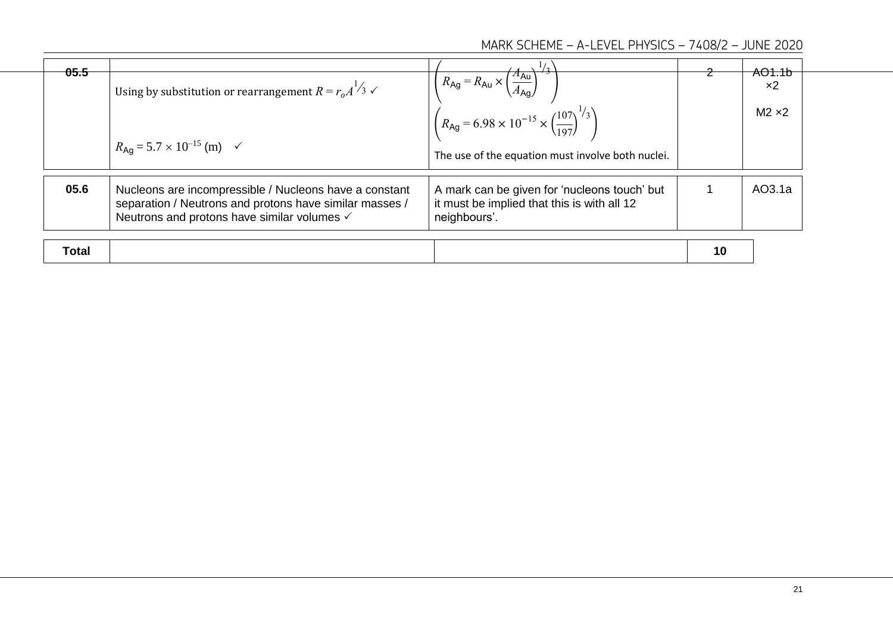| | | | | |
|---|---|---|---|---|
| 05.5 | Using by substitution or rearrangement $R = r_o A^{1/3}$ ✓<br><br>$R_{Ag} = 5.7 \times 10^{-15}$ (m) ✓ | $\left( R_{Ag} = R_{Au} \times \left( \frac{A_{Au}}{A_{Ag}} \right)^{1/3} \right)$<br><br>$\left( R_{Ag} = 6.98 \times 10^{-15} \times \left( \frac{107}{197} \right)^{1/3} \right)$<br><br>The use of the equation must involve both nuclei. | 2 | AO1.1b ×2<br><br>M2 ×2 |
| 05.6 | Nucleons are incompressible / Nucleons have a constant separation / Neutrons and protons have similar masses / Neutrons and protons have similar volumes ✓ | A mark can be given for 'nucleons touch' but it must be implied that this is with all 12 neighbours'. | 1 | AO3.1a |
| **Total** | | | **10** | |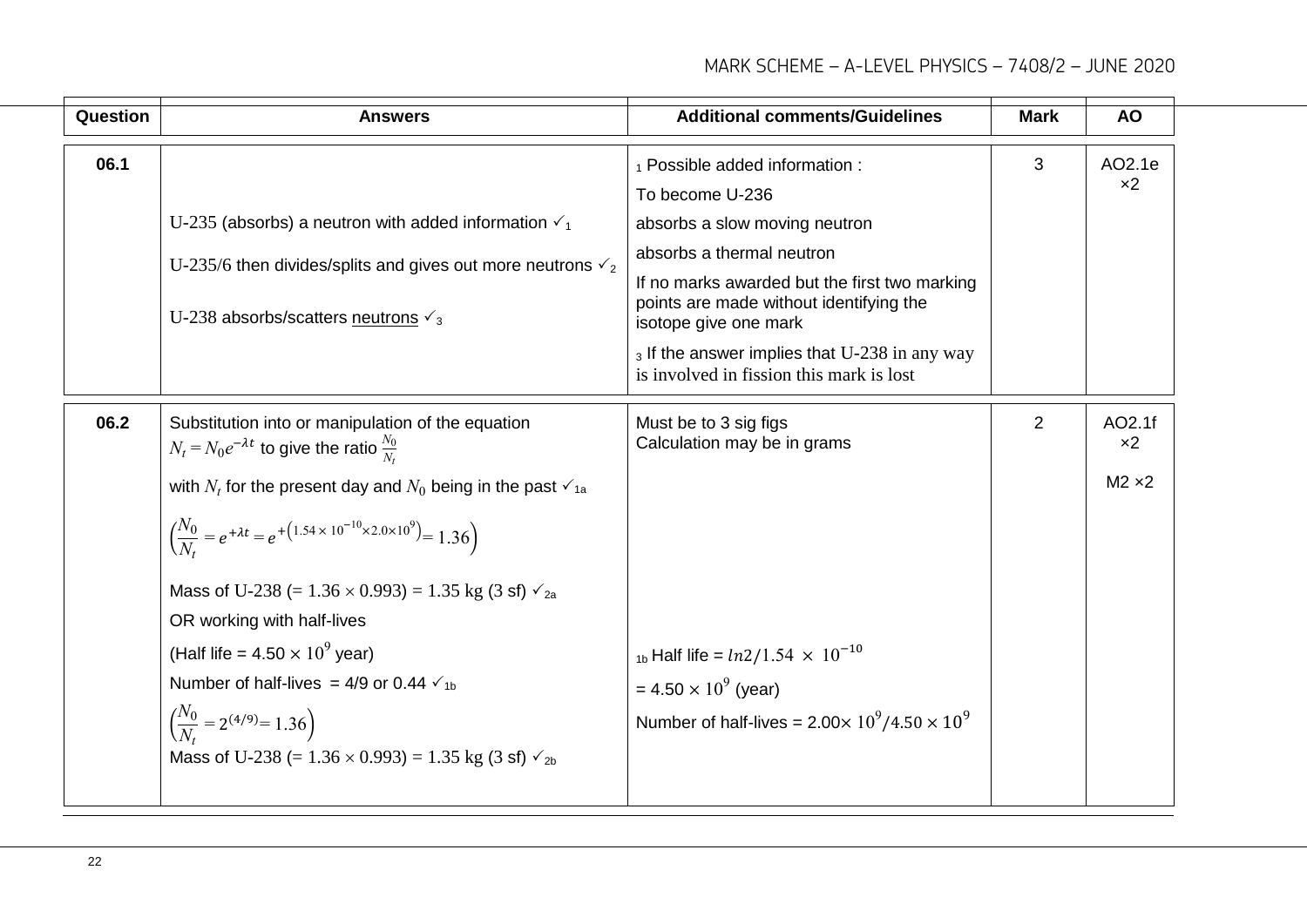| Question | Answers | Additional comments/Guidelines | Mark | AO |
|---|---|---|---|---|
| 06.1 | U-235 (absorbs) a neutron with added information ✓[1]<br><br>U-235/6 then divides/splits and gives out more neutrons ✓[2]<br><br>U-238 absorbs/scatters neutrons ✓[3] | [1] Possible added information :<br>To become U-236<br>absorbs a slow moving neutron<br>absorbs a thermal neutron<br>If no marks awarded but the first two marking points are made without identifying the isotope give one mark<br><br>[3] If the answer implies that U-238 in any way is involved in fission this mark is lost | 3 | AO2.1e ×2 |
| 06.2 | Substitution into or manipulation of the equation $N_t = N_0 e^{-\lambda t}$ to give the ratio $\frac{N_0}{N_t}$<br>with $N_t$ for the present day and $N_0$ being in the past ✓[1a]<br><br>$\left(\frac{N_0}{N_t} = e^{+\lambda t} = e^{+\left(1.54 \times 10^{-10} \times 2.0 \times 10^{9}\right)} = 1.36\right)$<br><br>Mass of U-238 (= $1.36 \times 0.993$) = $1.35$ kg (3 sf) ✓[2a]<br><br>OR working with half-lives<br><br>(Half life = $4.50 \times 10^{9}$ year)<br><br>Number of half-lives = 4/9 or 0.44 ✓[1b]<br><br>$\left(\frac{N_0}{N_t} = 2^{(4/9)} = 1.36\right)$<br>Mass of U-238 (= $1.36 \times 0.993$) = $1.35$ kg (3 sf) ✓[2b] | Must be to 3 sig figs<br>Calculation may be in grams<br><br><br><br><br><br><br><br>[1b] Half life = $ln2/1.54 \times 10^{-10}$<br>= $4.50 \times 10^{9}$ (year)<br>Number of half-lives = $2.00 \times 10^{9}/4.50 \times 10^{9}$ | 2 | AO2.1f ×2<br><br>M2 ×2 |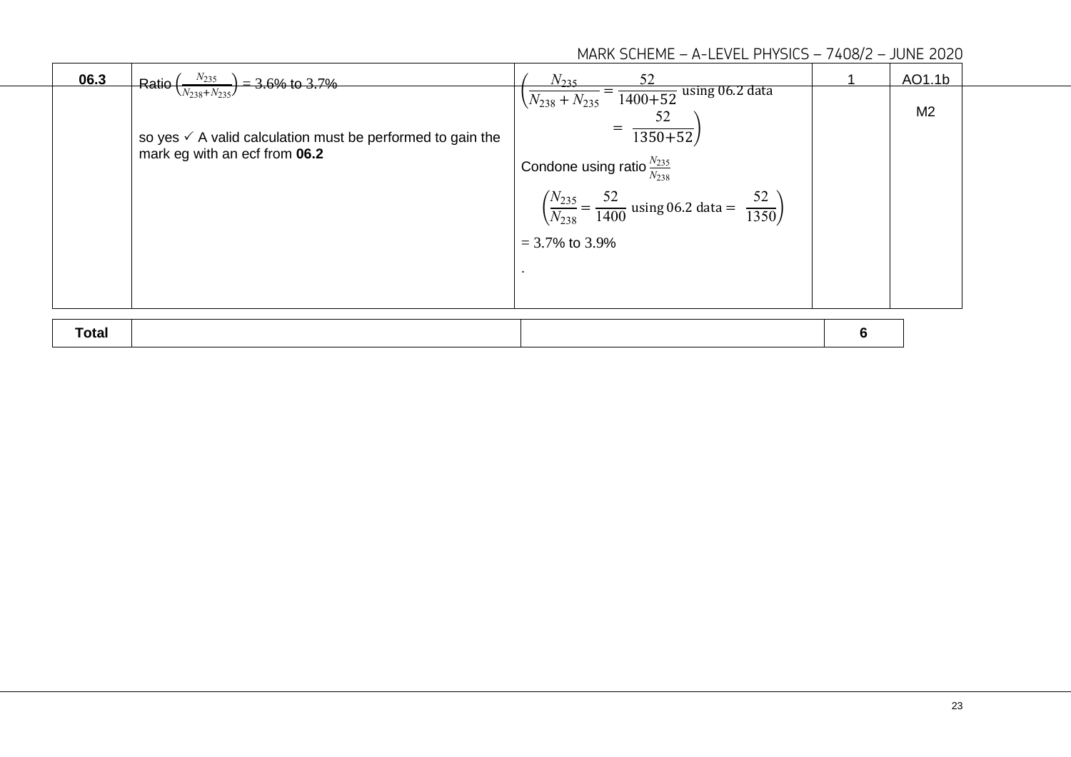| | | | | |
|---|---|---|---|---|
| **06.3** | Ratio $\left(\frac{N_{235}}{N_{238}+N_{235}}\right) = 3.6\%$ to $3.7\%$<br><br>so yes ✓ A valid calculation must be performed to gain the mark eg with an ecf from **06.2** | $\left(\frac{N_{235}}{N_{238}+N_{235}} = \frac{52}{1400+52}\text{ using 06.2 data} = \frac{52}{1350+52}\right)$<br><br>Condone using ratio $\frac{N_{235}}{N_{238}}$<br><br>$\left(\frac{N_{235}}{N_{238}} = \frac{52}{1400}\text{ using 06.2 data} = \frac{52}{1350}\right)$<br><br>$= 3.7\%$ to $3.9\%$<br><br>. | 1 | AO1.1b<br><br>M2 |

| | | | |
|---|---|---|---|
| **Total** | | | **6** |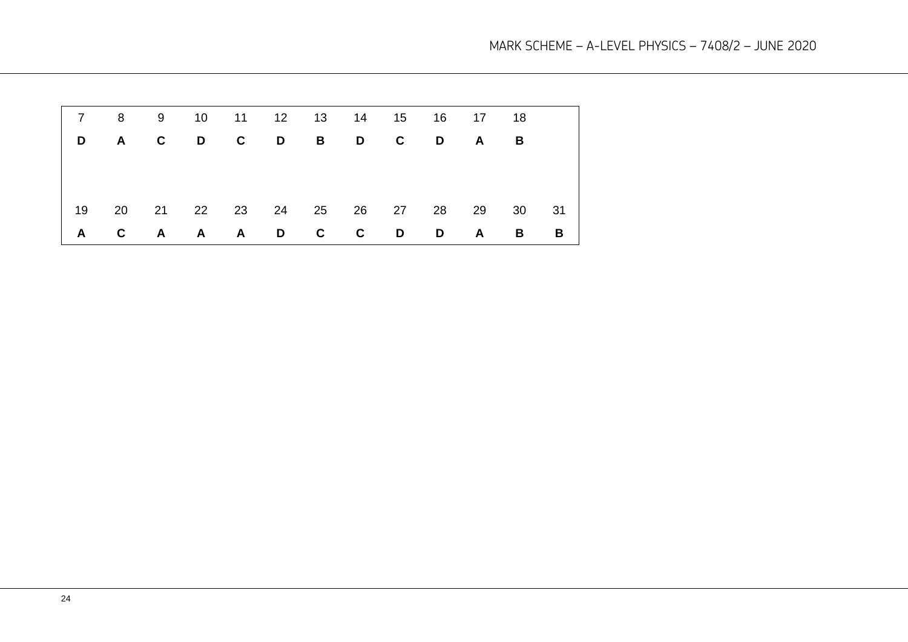| | | | | | | | | | | | | |
|---|---|---|---|---|---|---|---|---|---|---|---|---|
| 7 | 8 | 9 | 10 | 11 | 12 | 13 | 14 | 15 | 16 | 17 | 18 | |
| **D** | **A** | **C** | **D** | **C** | **D** | **B** | **D** | **C** | **D** | **A** | **B** | |
| 19 | 20 | 21 | 22 | 23 | 24 | 25 | 26 | 27 | 28 | 29 | 30 | 31 |
| **A** | **C** | **A** | **A** | **A** | **D** | **C** | **C** | **D** | **D** | **A** | **B** | **B** |